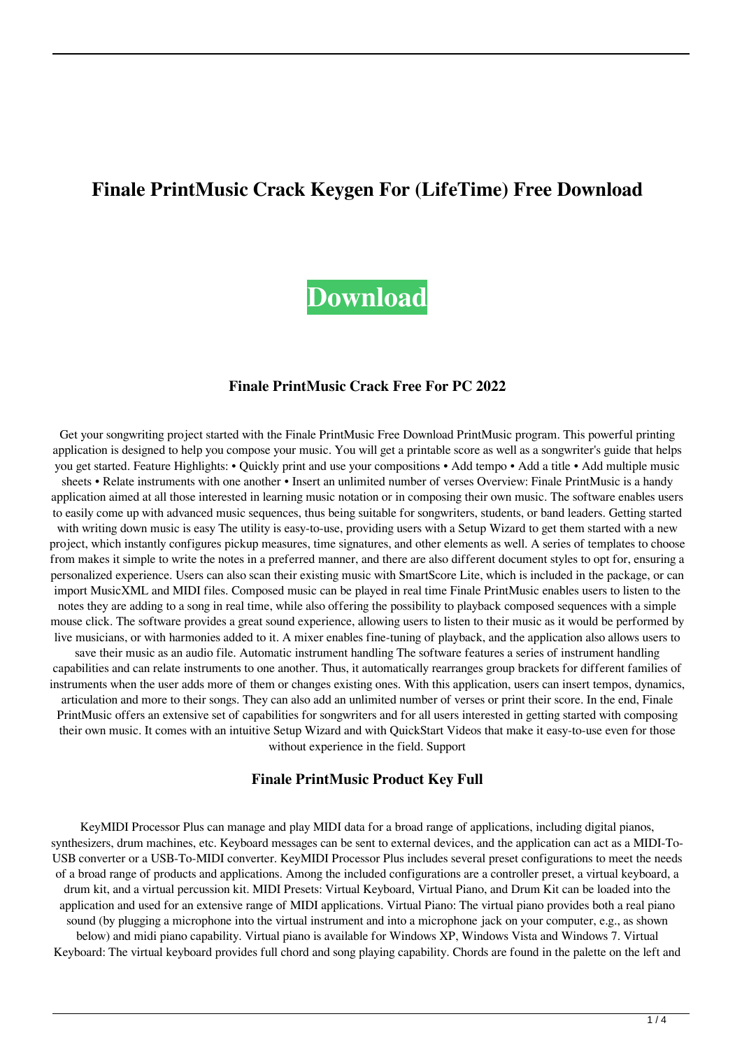# Finale PrintMusic Crack Keygen For (LifeTime) Free Download

**Download**

### Finale PrintMusic Crack Free For PC 2022

Get your songwriting project started with the Finale PrintMusic Free Download PrintMusic program. This powerful printing application is designed to help you compose your music. You will get a printable score as well as a songwriter's guide that helps you get started. Feature Highlights: • Quickly print and use your compositions • Add tempo • Add a title • Add multiple music sheets • Relate instruments with one another • Insert an unlimited number of verses Overview: Finale PrintMusic is a handy application aimed at all those interested in learning music notation or in composing their own music. The software enables users to easily come up with advanced music sequences, thus being suitable for songwriters, students, or band leaders. Getting started with writing down music is easy The utility is easy-to-use, providing users with a Setup Wizard to get them started with a new project, which instantly configures pickup measures, time signatures, and other elements as well. A series of templates to choose from makes it simple to write the notes in a preferred manner, and there are also different document styles to opt for, ensuring a personalized experience. Users can also scan their existing music with SmartScore Lite, which is included in the package, or can import MusicXML and MIDI files. Composed music can be played in real time Finale PrintMusic enables users to listen to the notes they are adding to a song in real time, while also offering the possibility to playback composed sequences with a simple mouse click. The software provides a great sound experience, allowing users to listen to their music as it would be performed by live musicians, or with harmonies added to it. A mixer enables fine-tuning of playback, and the application also allows users to save their music as an audio file. Automatic instrument handling The software features a series of instrument handling capabilities and can relate instruments to one another. Thus, it automatically rearranges group brackets for different families of instruments when the user adds more of them or changes existing ones. With this application, users can insert tempos, dynamics, articulation and more to their songs. They can also add an unlimited number of verses or print their score. In the end, Finale PrintMusic offers an extensive set of capabilities for songwriters and for all users interested in getting started with composing their own music. It comes with an intuitive Setup Wizard and with QuickStart Videos that make it easy-to-use even for those without experience in the field. Support

### Finale PrintMusic Product Key Full

KeyMIDI Processor Plus can manage and play MIDI data for a broad range of applications, including digital pianos, synthesizers, drum machines, etc. Keyboard messages can be sent to external devices, and the application can act as a MIDI-To-USB converter or a USB-To-MIDI converter. KeyMIDI Processor Plus includes several preset configurations to meet the needs of a broad range of products and applications. Among the included configurations are a controller preset, a virtual keyboard, a drum kit, and a virtual percussion kit. MIDI Presets: Virtual Keyboard, Virtual Piano, and Drum Kit can be loaded into the application and used for an extensive range of MIDI applications. Virtual Piano: The virtual piano provides both a real piano sound (by plugging a microphone into the virtual instrument and into a microphone jack on your computer, e.g., as shown below) and midi piano capability. Virtual piano is available for Windows XP, Windows Vista and Windows 7. Virtual Keyboard: The virtual keyboard provides full chord and song playing capability. Chords are found in the palette on the left and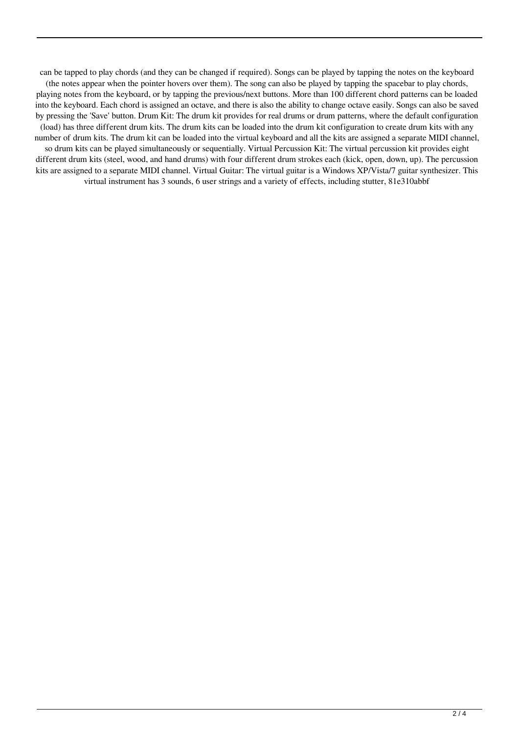can be tapped to play chords (and they can be changed if required). Songs can be played by tapping the notes on the keyboard (the notes appear when the pointer hovers over them). The song can also be played by tapping the spacebar to play chords, playing notes from the keyboard, or by tapping the previous/next buttons. More than 100 different chord patterns can be loaded into the keyboard. Each chord is assigned an octave, and there is also the ability to change octave easily. Songs can also be saved by pressing the 'Save' button. Drum Kit: The drum kit provides for real drums or drum patterns, where the default configuration (load) has three different drum kits. The drum kits can be loaded into the drum kit configuration to create drum kits with any number of drum kits. The drum kit can be loaded into the virtual keyboard and all the kits are assigned a separate MIDI channel, so drum kits can be played simultaneously or sequentially. Virtual Percussion Kit: The virtual percussion kit provides eight different drum kits (steel, wood, and hand drums) with four different drum strokes each (kick, open, down, up). The percussion kits are assigned to a separate MIDI channel. Virtual Guitar: The virtual guitar is a Windows XP/Vista/7 guitar synthesizer. This virtual instrument has 3 sounds, 6 user strings and a variety of effects, including stutter, 81e310abbf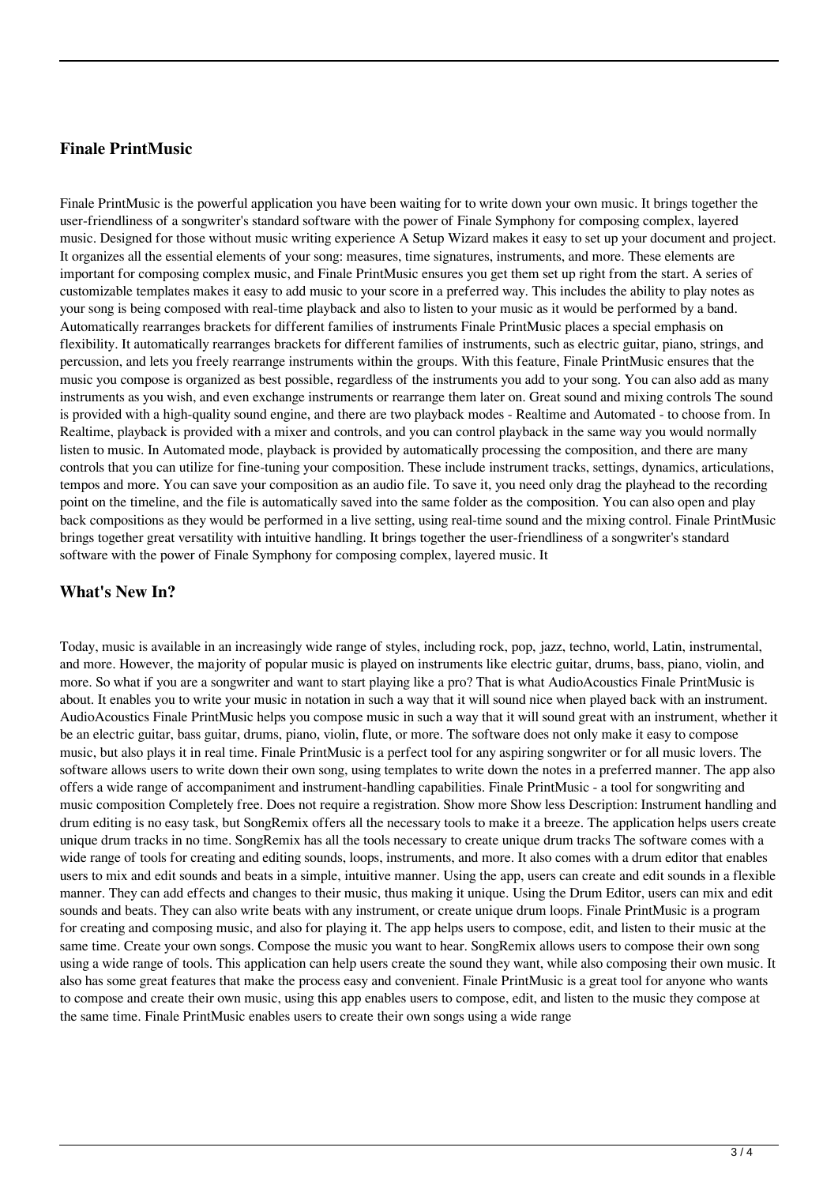## Finale PrintMusic

Finale PrintMusic is the powerful application you have been waiting for to write down your own music. It brings together the user-friendliness of a songwriter's standard software with the power of Finale Symphony for composing complex, layered music. Designed for those without music writing experience A Setup Wizard makes it easy to set up your document and project. It organizes all the essential elements of your song: measures, time signatures, instruments, and more. These elements are important for composing complex music, and Finale PrintMusic ensures you get them set up right from the start. A series of customizable templates makes it easy to add music to your score in a preferred way. This includes the ability to play notes as your song is being composed with real-time playback and also to listen to your music as it would be performed by a band. Automatically rearranges brackets for different families of instruments Finale PrintMusic places a special emphasis on flexibility. It automatically rearranges brackets for different families of instruments, such as electric guitar, piano, strings, and percussion, and lets you freely rearrange instruments within the groups. With this feature, Finale PrintMusic ensures that the music you compose is organized as best possible, regardless of the instruments you add to your song. You can also add as many instruments as you wish, and even exchange instruments or rearrange them later on. Great sound and mixing controls The sound is provided with a high-quality sound engine, and there are two playback modes - Realtime and Automated - to choose from. In Realtime, playback is provided with a mixer and controls, and you can control playback in the same way you would normally listen to music. In Automated mode, playback is provided by automatically processing the composition, and there are many controls that you can utilize for fine-tuning your composition. These include instrument tracks, settings, dynamics, articulations, tempos and more. You can save your composition as an audio file. To save it, you need only drag the playhead to the recording point on the timeline, and the file is automatically saved into the same folder as the composition. You can also open and play back compositions as they would be performed in a live setting, using real-time sound and the mixing control. Finale PrintMusic brings together great versatility with intuitive handling. It brings together the user-friendliness of a songwriter's standard software with the power of Finale Symphony for composing complex, layered music. It

## What's New In?

Today, music is available in an increasingly wide range of styles, including rock, pop, jazz, techno, world, Latin, instrumental, and more. However, the majority of popular music is played on instruments like electric guitar, drums, bass, piano, violin, and more. So what if you are a songwriter and want to start playing like a pro? That is what AudioAcoustics Finale PrintMusic is about. It enables you to write your music in notation in such a way that it will sound nice when played back with an instrument. AudioAcoustics Finale PrintMusic helps you compose music in such a way that it will sound great with an instrument, whether it be an electric guitar, bass guitar, drums, piano, violin, flute, or more. The software does not only make it easy to compose music, but also plays it in real time. Finale PrintMusic is a perfect tool for any aspiring songwriter or for all music lovers. The software allows users to write down their own song, using templates to write down the notes in a preferred manner. The app also offers a wide range of accompaniment and instrument-handling capabilities. Finale PrintMusic - a tool for songwriting and music composition Completely free. Does not require a registration. Show more Show less Description: Instrument handling and drum editing is no easy task, but SongRemix offers all the necessary tools to make it a breeze. The application helps users create unique drum tracks in no time. SongRemix has all the tools necessary to create unique drum tracks The software comes with a wide range of tools for creating and editing sounds, loops, instruments, and more. It also comes with a drum editor that enables users to mix and edit sounds and beats in a simple, intuitive manner. Using the app, users can create and edit sounds in a flexible manner. They can add effects and changes to their music, thus making it unique. Using the Drum Editor, users can mix and edit sounds and beats. They can also write beats with any instrument, or create unique drum loops. Finale PrintMusic is a program for creating and composing music, and also for playing it. The app helps users to compose, edit, and listen to their music at the same time. Create your own songs. Compose the music you want to hear. SongRemix allows users to compose their own song using a wide range of tools. This application can help users create the sound they want, while also composing their own music. It also has some great features that make the process easy and convenient. Finale PrintMusic is a great tool for anyone who wants to compose and create their own music, using this app enables users to compose, edit, and listen to the music they compose at the same time. Finale PrintMusic enables users to create their own songs using a wide range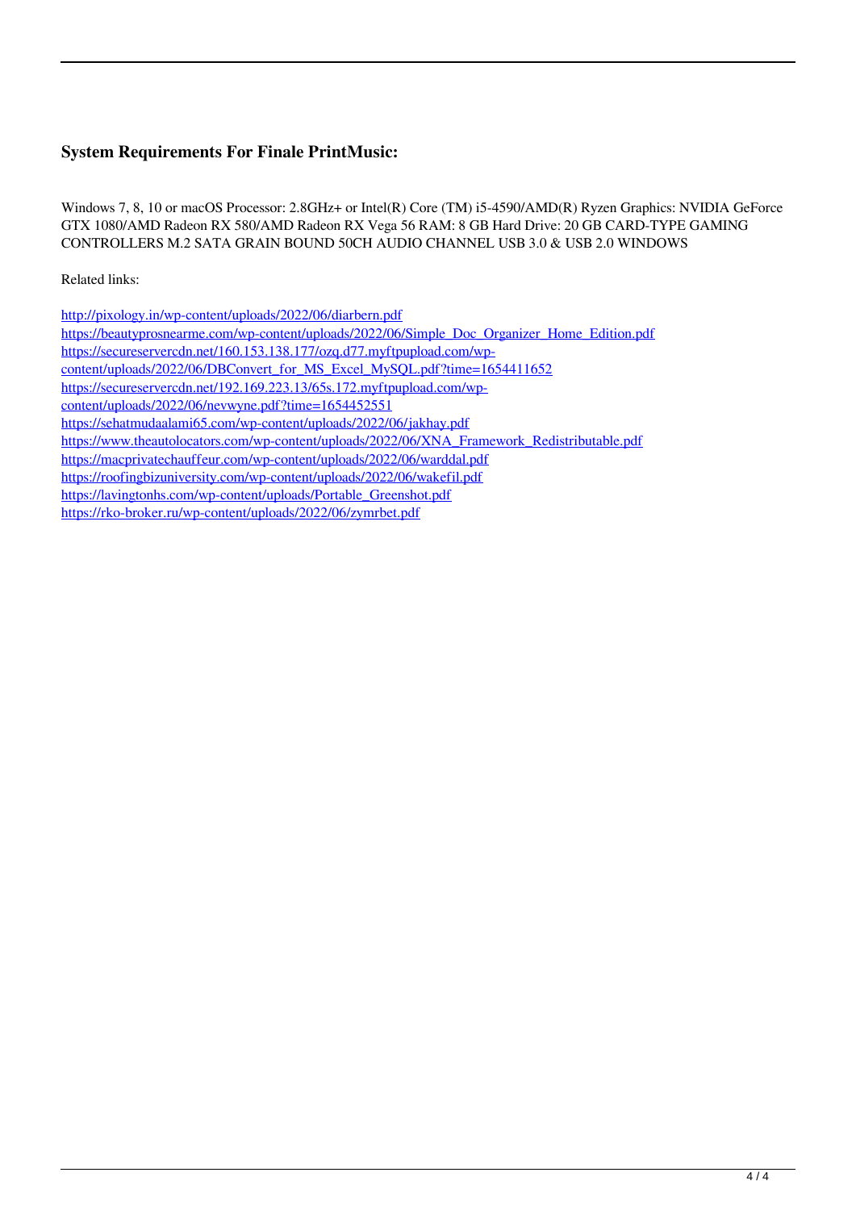### System Requirements For Finale PrintMusic:

Windows 7, 8, 10 or macOS Processor: 2.8GHz+ or Intel(R) Core (TM) i5-4590/AMD(R) Ryzen Graphics: NVIDIA GeForce GTX 1080/AMD Radeon RX 580/AMD Radeon RX Vega 56 RAM: 8 GB Hard Drive: 20 GB CARD-TYPE GAMING CONTROLLERS M.2 SATA GRAIN BOUND 50CH AUDIO CHANNEL USB 3.0 & USB 2.0 WINDOWS

Related links:

http://pixology.in/wp-content/uploads/2022/06/diarbern.pdf
https://beautyprosnearme.com/wp-content/uploads/2022/06/Simple_Doc_Organizer_Home_Edition.pdf
https://secureservercdn.net/160.153.138.177/ozq.d77.myftpupload.com/wp-content/uploads/2022/06/DBConvert_for_MS_Excel_MySQL.pdf?time=1654411652
https://secureservercdn.net/192.169.223.13/65s.172.myftpupload.com/wp-content/uploads/2022/06/nevwyne.pdf?time=1654452551
https://sehatmudaalami65.com/wp-content/uploads/2022/06/jakhay.pdf
https://www.theautolocators.com/wp-content/uploads/2022/06/XNA_Framework_Redistributable.pdf
https://macprivatechauffeur.com/wp-content/uploads/2022/06/warddal.pdf
https://roofingbizuniversity.com/wp-content/uploads/2022/06/wakefil.pdf
https://lavingtonhs.com/wp-content/uploads/Portable_Greenshot.pdf
https://rko-broker.ru/wp-content/uploads/2022/06/zymrbet.pdf